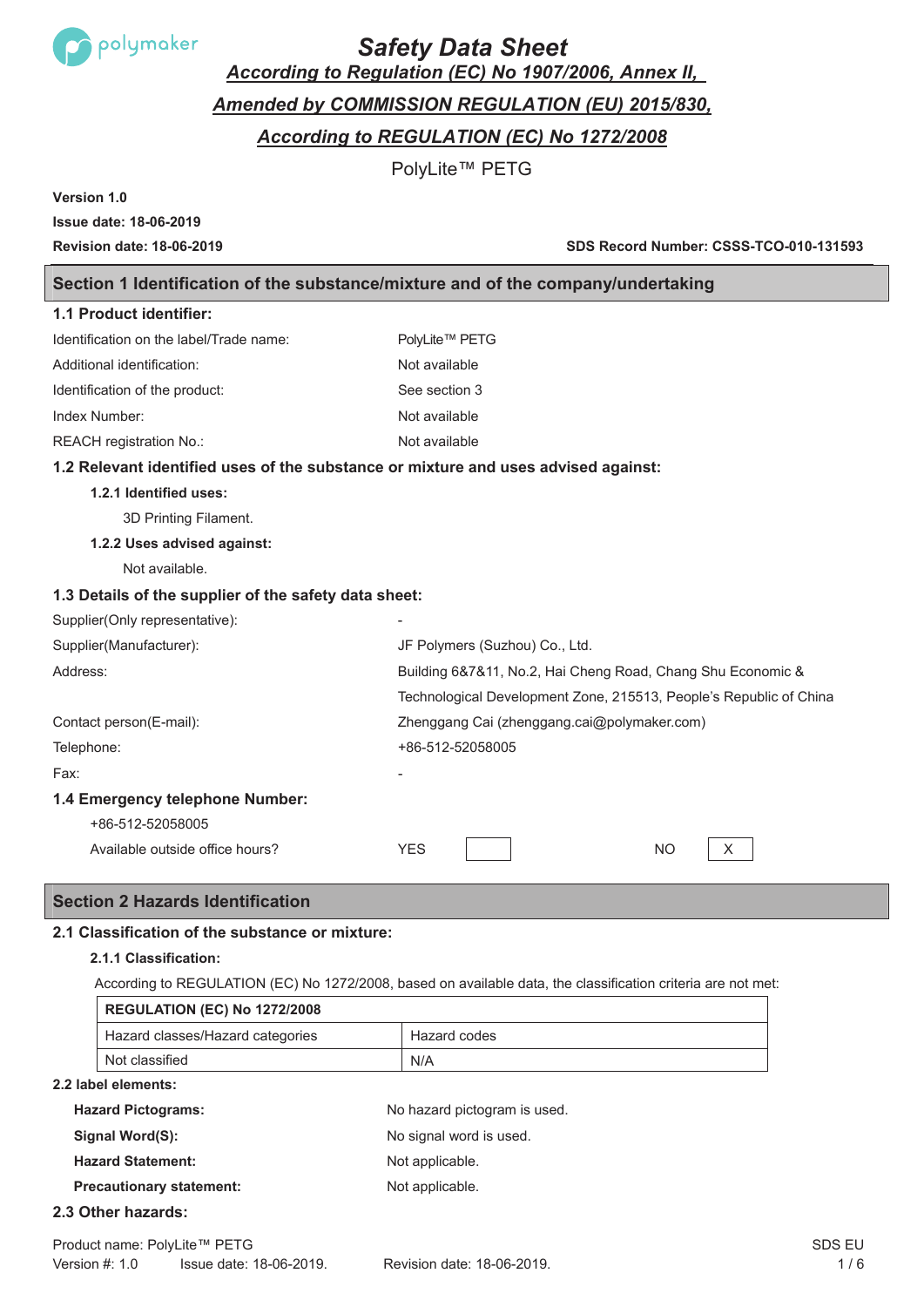# Safety Data Sheet

## According to Regulation (EC) No 1907/2006, Annex II, Amended by COMMISSION REGULATION (EU) 2015/830, According to REGULATION (EC) No 1272/2008

PolyLite™ PETG

**Version 1.0**

**Issue date: 18-06-2019**

**Revision date: 18-06-2019**

**SDS Record Number: CSSS-TCO-010-131593**

## Section 1 Identification of the substance/mixture and of the company/undertaking

### 1.1 Product identifier:

| | |
|---|---|
| Identification on the label/Trade name: | PolyLite™ PETG |
| Additional identification: | Not available |
| Identification of the product: | See section 3 |
| Index Number: | Not available |
| REACH registration No.: | Not available |

### 1.2 Relevant identified uses of the substance or mixture and uses advised against:

**1.2.1 Identified uses:**

3D Printing Filament.

**1.2.2 Uses advised against:**

Not available.

### 1.3 Details of the supplier of the safety data sheet:

| | |
|---|---|
| Supplier(Only representative): | - |
| Supplier(Manufacturer): | JF Polymers (Suzhou) Co., Ltd. |
| Address: | Building 6&7&11, No.2, Hai Cheng Road, Chang Shu Economic & Technological Development Zone, 215513, People's Republic of China |
| Contact person(E-mail): | Zhenggang Cai (zhenggang.cai@polymaker.com) |
| Telephone: | +86-512-52058005 |
| Fax: | - |

### 1.4 Emergency telephone Number:

+86-512-52058005

| Available outside office hours? | YES | | NO | X |
|---|---|---|---|---|

## Section 2 Hazards Identification

### 2.1 Classification of the substance or mixture:

**2.1.1 Classification:**

According to REGULATION (EC) No 1272/2008, based on available data, the classification criteria are not met:

| REGULATION (EC) No 1272/2008 | |
|---|---|
| Hazard classes/Hazard categories | Hazard codes |
| Not classified | N/A |

### 2.2 label elements:

| | |
|---|---|
| **Hazard Pictograms:** | No hazard pictogram is used. |
| **Signal Word(S):** | No signal word is used. |
| **Hazard Statement:** | Not applicable. |
| **Precautionary statement:** | Not applicable. |

### 2.3 Other hazards: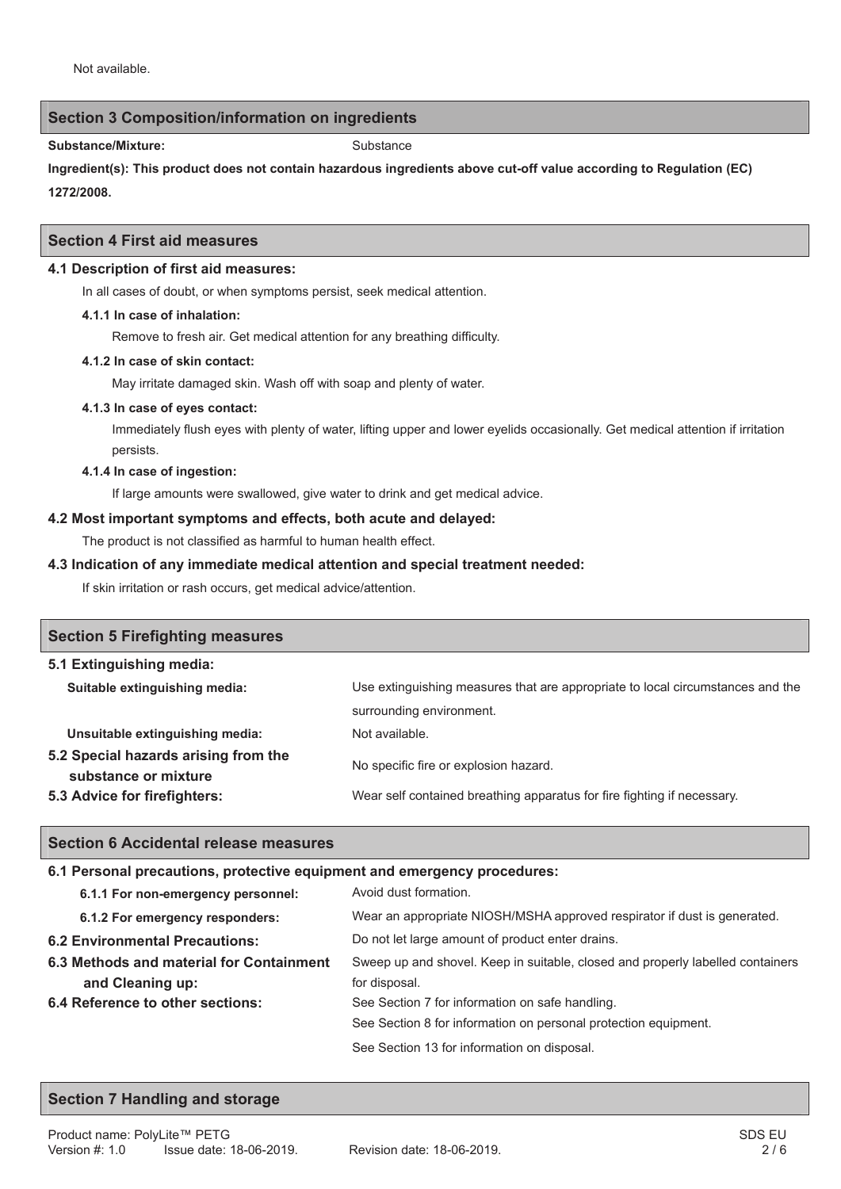Not available.

## Section 3 Composition/information on ingredients

**Substance/Mixture:** Substance

**Ingredient(s): This product does not contain hazardous ingredients above cut-off value according to Regulation (EC) 1272/2008.**

## Section 4 First aid measures

### 4.1 Description of first aid measures:

In all cases of doubt, or when symptoms persist, seek medical attention.

**4.1.1 In case of inhalation:**

Remove to fresh air. Get medical attention for any breathing difficulty.

**4.1.2 In case of skin contact:**

May irritate damaged skin. Wash off with soap and plenty of water.

**4.1.3 In case of eyes contact:**

Immediately flush eyes with plenty of water, lifting upper and lower eyelids occasionally. Get medical attention if irritation persists.

**4.1.4 In case of ingestion:**

If large amounts were swallowed, give water to drink and get medical advice.

### 4.2 Most important symptoms and effects, both acute and delayed:

The product is not classified as harmful to human health effect.

### 4.3 Indication of any immediate medical attention and special treatment needed:

If skin irritation or rash occurs, get medical advice/attention.

## Section 5 Firefighting measures

### 5.1 Extinguishing media:

**Suitable extinguishing media:** Use extinguishing measures that are appropriate to local circumstances and the surrounding environment.

**Unsuitable extinguishing media:** Not available.

**5.2 Special hazards arising from the substance or mixture:** No specific fire or explosion hazard.

**5.3 Advice for firefighters:** Wear self contained breathing apparatus for fire fighting if necessary.

## Section 6 Accidental release measures

### 6.1 Personal precautions, protective equipment and emergency procedures:

**6.1.1 For non-emergency personnel:** Avoid dust formation.

**6.1.2 For emergency responders:** Wear an appropriate NIOSH/MSHA approved respirator if dust is generated.

**6.2 Environmental Precautions:** Do not let large amount of product enter drains.

**6.3 Methods and material for Containment and Cleaning up:** Sweep up and shovel. Keep in suitable, closed and properly labelled containers for disposal.

**6.4 Reference to other sections:** See Section 7 for information on safe handling.
See Section 8 for information on personal protection equipment.
See Section 13 for information on disposal.

## Section 7 Handling and storage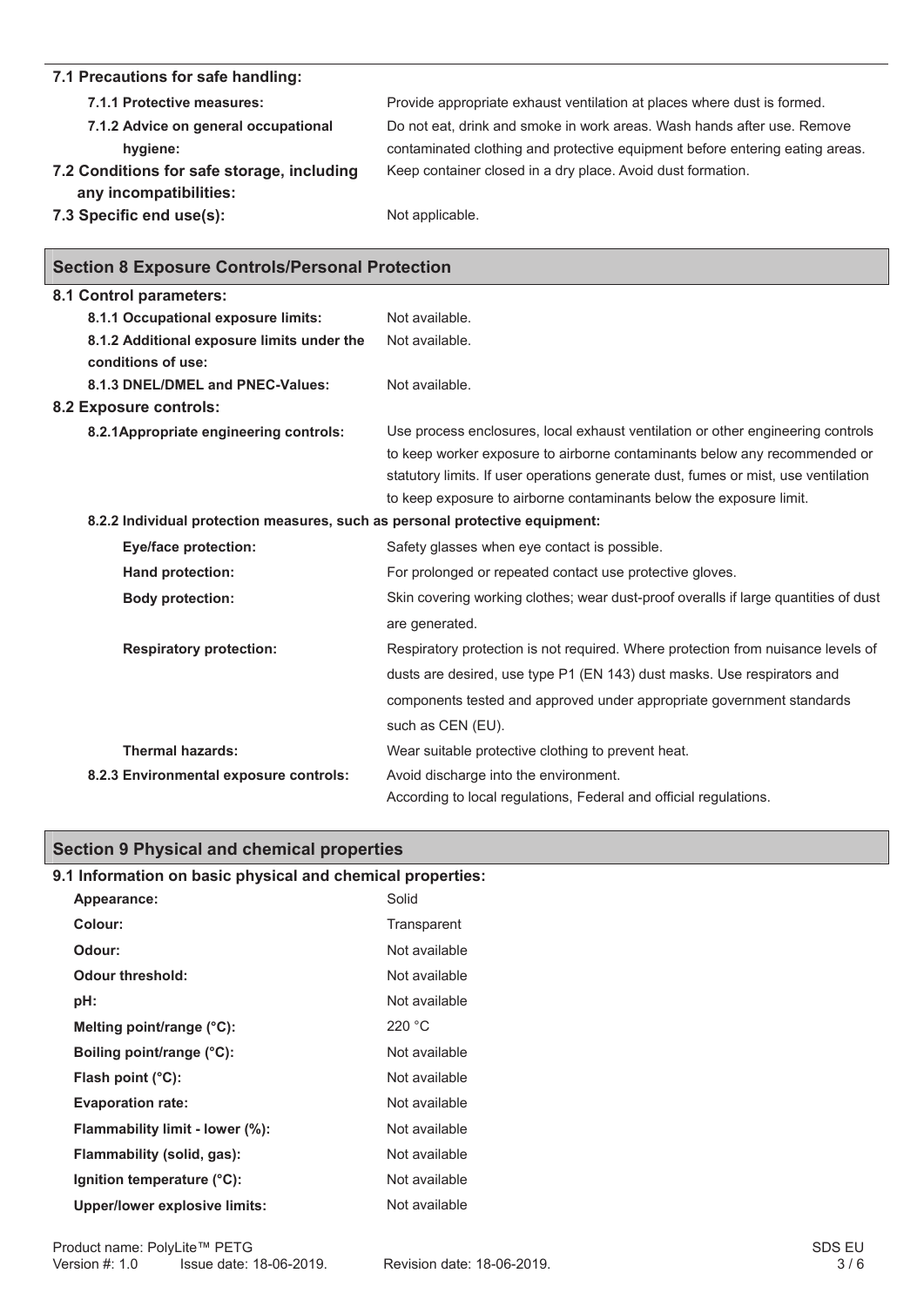### 7.1 Precautions for safe handling:

**7.1.1 Protective measures:** Provide appropriate exhaust ventilation at places where dust is formed.

**7.1.2 Advice on general occupational hygiene:** Do not eat, drink and smoke in work areas. Wash hands after use. Remove contaminated clothing and protective equipment before entering eating areas.

### 7.2 Conditions for safe storage, including any incompatibilities:

Keep container closed in a dry place. Avoid dust formation.

### 7.3 Specific end use(s):

Not applicable.

## Section 8 Exposure Controls/Personal Protection

### 8.1 Control parameters:

**8.1.1 Occupational exposure limits:** Not available.

**8.1.2 Additional exposure limits under the conditions of use:** Not available.

**8.1.3 DNEL/DMEL and PNEC-Values:** Not available.

### 8.2 Exposure controls:

**8.2.1 Appropriate engineering controls:** Use process enclosures, local exhaust ventilation or other engineering controls to keep worker exposure to airborne contaminants below any recommended or statutory limits. If user operations generate dust, fumes or mist, use ventilation to keep exposure to airborne contaminants below the exposure limit.

**8.2.2 Individual protection measures, such as personal protective equipment:**

**Eye/face protection:** Safety glasses when eye contact is possible.

**Hand protection:** For prolonged or repeated contact use protective gloves.

**Body protection:** Skin covering working clothes; wear dust-proof overalls if large quantities of dust are generated.

**Respiratory protection:** Respiratory protection is not required. Where protection from nuisance levels of dusts are desired, use type P1 (EN 143) dust masks. Use respirators and components tested and approved under appropriate government standards such as CEN (EU).

**Thermal hazards:** Wear suitable protective clothing to prevent heat.

**8.2.3 Environmental exposure controls:** Avoid discharge into the environment.
According to local regulations, Federal and official regulations.

## Section 9 Physical and chemical properties

### 9.1 Information on basic physical and chemical properties:

| Property | Value |
|---|---|
| **Appearance:** | Solid |
| **Colour:** | Transparent |
| **Odour:** | Not available |
| **Odour threshold:** | Not available |
| **pH:** | Not available |
| **Melting point/range (°C):** | 220 °C |
| **Boiling point/range (°C):** | Not available |
| **Flash point (°C):** | Not available |
| **Evaporation rate:** | Not available |
| **Flammability limit - lower (%):** | Not available |
| **Flammability (solid, gas):** | Not available |
| **Ignition temperature (°C):** | Not available |
| **Upper/lower explosive limits:** | Not available |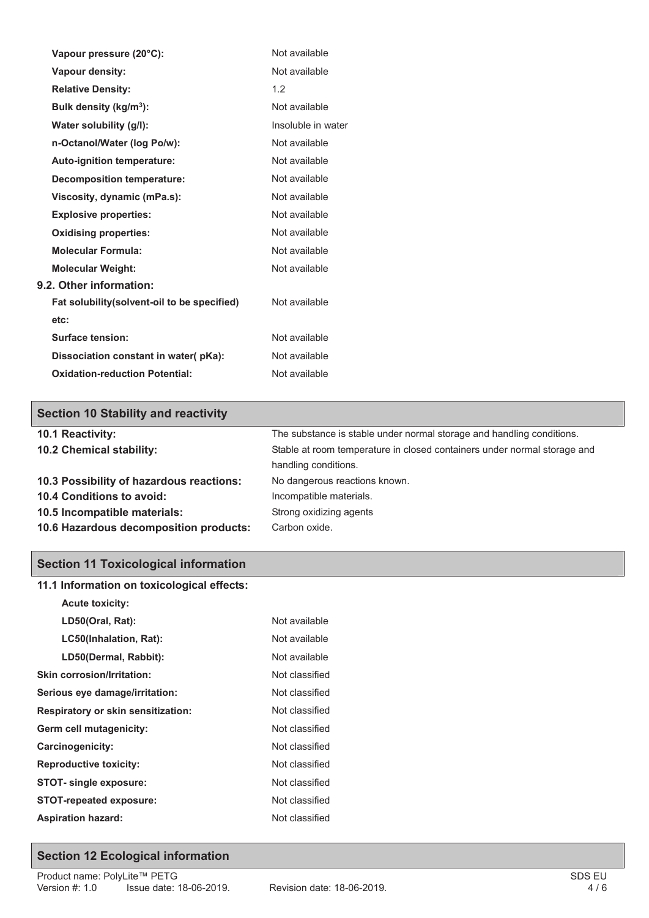| | |
|---|---|
| **Vapour pressure (20°C):** | Not available |
| **Vapour density:** | Not available |
| **Relative Density:** | 1.2 |
| **Bulk density (kg/m$^3$):** | Not available |
| **Water solubility (g/l):** | Insoluble in water |
| **n-Octanol/Water (log Po/w):** | Not available |
| **Auto-ignition temperature:** | Not available |
| **Decomposition temperature:** | Not available |
| **Viscosity, dynamic (mPa.s):** | Not available |
| **Explosive properties:** | Not available |
| **Oxidising properties:** | Not available |
| **Molecular Formula:** | Not available |
| **Molecular Weight:** | Not available |

### 9.2. Other information:

| | |
|---|---|
| **Fat solubility(solvent-oil to be specified) etc:** | Not available |
| **Surface tension:** | Not available |
| **Dissociation constant in water( pKa):** | Not available |
| **Oxidation-reduction Potential:** | Not available |

## Section 10 Stability and reactivity

| | |
|---|---|
| **10.1 Reactivity:** | The substance is stable under normal storage and handling conditions. |
| **10.2 Chemical stability:** | Stable at room temperature in closed containers under normal storage and handling conditions. |
| **10.3 Possibility of hazardous reactions:** | No dangerous reactions known. |
| **10.4 Conditions to avoid:** | Incompatible materials. |
| **10.5 Incompatible materials:** | Strong oxidizing agents |
| **10.6 Hazardous decomposition products:** | Carbon oxide. |

## Section 11 Toxicological information

### 11.1 Information on toxicological effects:

**Acute toxicity:**

| | |
|---|---|
| **LD50(Oral, Rat):** | Not available |
| **LC50(Inhalation, Rat):** | Not available |
| **LD50(Dermal, Rabbit):** | Not available |
| **Skin corrosion/Irritation:** | Not classified |
| **Serious eye damage/irritation:** | Not classified |
| **Respiratory or skin sensitization:** | Not classified |
| **Germ cell mutagenicity:** | Not classified |
| **Carcinogenicity:** | Not classified |
| **Reproductive toxicity:** | Not classified |
| **STOT- single exposure:** | Not classified |
| **STOT-repeated exposure:** | Not classified |
| **Aspiration hazard:** | Not classified |

## Section 12 Ecological information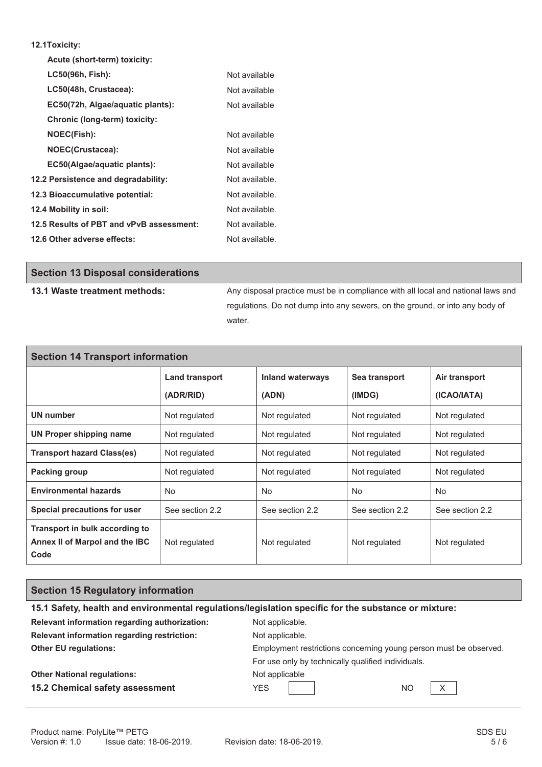**12.1Toxicity:**

| | |
|---|---|
| **Acute (short-term) toxicity:** | |
| **LC50(96h, Fish):** | Not available |
| **LC50(48h, Crustacea):** | Not available |
| **EC50(72h, Algae/aquatic plants):** | Not available |
| **Chronic (long-term) toxicity:** | |
| **NOEC(Fish):** | Not available |
| **NOEC(Crustacea):** | Not available |
| **EC50(Algae/aquatic plants):** | Not available |
| **12.2 Persistence and degradability:** | Not available. |
| **12.3 Bioaccumulative potential:** | Not available. |
| **12.4 Mobility in soil:** | Not available. |
| **12.5 Results of PBT and vPvB assessment:** | Not available. |
| **12.6 Other adverse effects:** | Not available. |

## Section 13 Disposal considerations

**13.1 Waste treatment methods:** Any disposal practice must be in compliance with all local and national laws and regulations. Do not dump into any sewers, on the ground, or into any body of water.

## Section 14 Transport information

| | Land transport (ADR/RID) | Inland waterways (ADN) | Sea transport (IMDG) | Air transport (ICAO/IATA) |
|---|---|---|---|---|
| **UN number** | Not regulated | Not regulated | Not regulated | Not regulated |
| **UN Proper shipping name** | Not regulated | Not regulated | Not regulated | Not regulated |
| **Transport hazard Class(es)** | Not regulated | Not regulated | Not regulated | Not regulated |
| **Packing group** | Not regulated | Not regulated | Not regulated | Not regulated |
| **Environmental hazards** | No | No | No | No |
| **Special precautions for user** | See section 2.2 | See section 2.2 | See section 2.2 | See section 2.2 |
| **Transport in bulk according to Annex II of Marpol and the IBC Code** | Not regulated | Not regulated | Not regulated | Not regulated |

## Section 15 Regulatory information

**15.1 Safety, health and environmental regulations/legislation specific for the substance or mixture:**

| | |
|---|---|
| **Relevant information regarding authorization:** | Not applicable. |
| **Relevant information regarding restriction:** | Not applicable. |
| **Other EU regulations:** | Employment restrictions concerning young person must be observed. For use only by technically qualified individuals. |
| **Other National regulations:** | Not applicable |
| **15.2 Chemical safety assessment** | YES [ ] NO [X] |

Product name: PolyLite™ PETG
Version #: 1.0 Issue date: 18-06-2019. Revision date: 18-06-2019.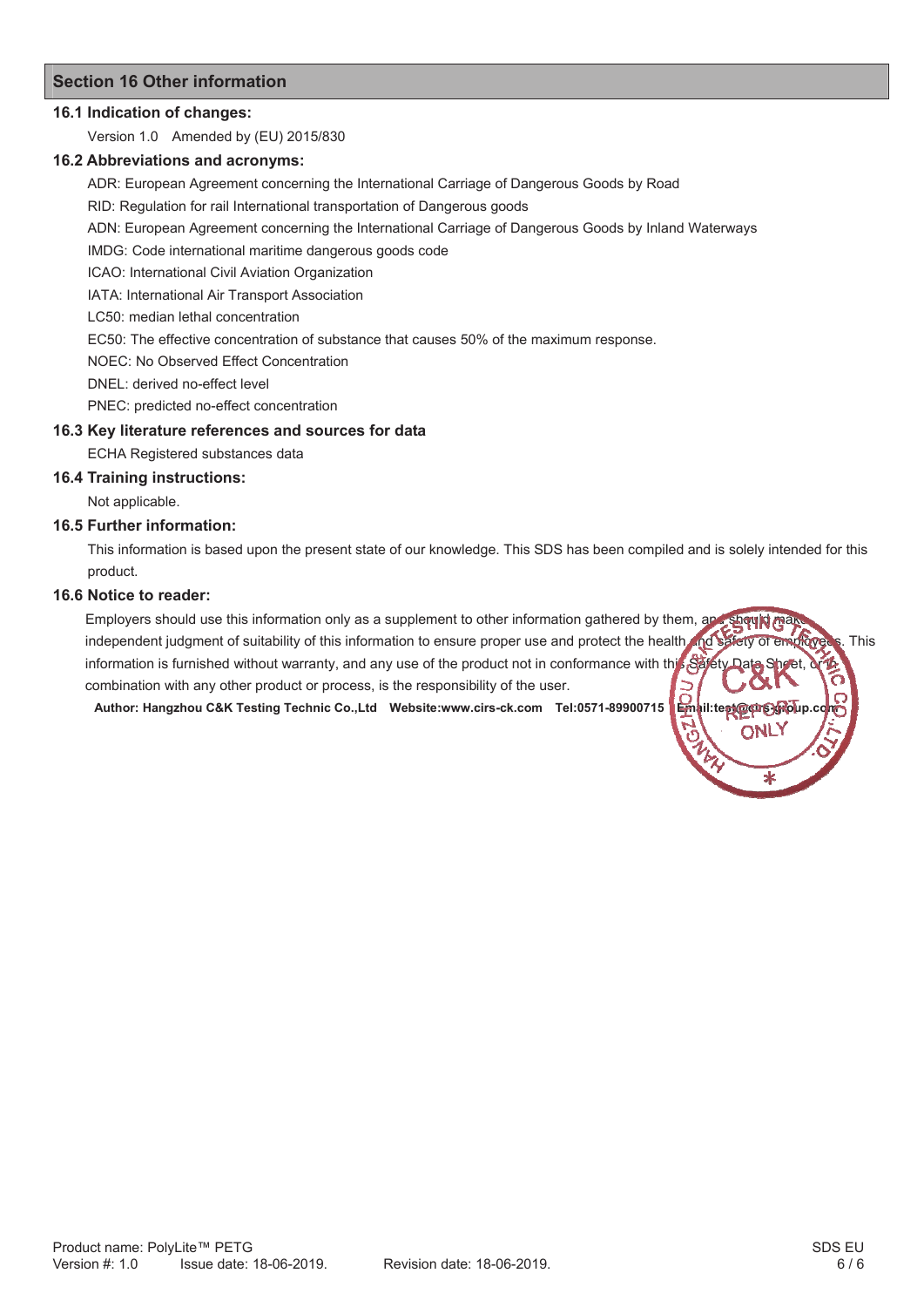## Section 16 Other information

### 16.1 Indication of changes:

Version 1.0 Amended by (EU) 2015/830

### 16.2 Abbreviations and acronyms:

ADR: European Agreement concerning the International Carriage of Dangerous Goods by Road

RID: Regulation for rail International transportation of Dangerous goods

ADN: European Agreement concerning the International Carriage of Dangerous Goods by Inland Waterways

IMDG: Code international maritime dangerous goods code

ICAO: International Civil Aviation Organization

IATA: International Air Transport Association

LC50: median lethal concentration

EC50: The effective concentration of substance that causes 50% of the maximum response.

NOEC: No Observed Effect Concentration

DNEL: derived no-effect level

PNEC: predicted no-effect concentration

### 16.3 Key literature references and sources for data

ECHA Registered substances data

### 16.4 Training instructions:

Not applicable.

### 16.5 Further information:

This information is based upon the present state of our knowledge. This SDS has been compiled and is solely intended for this product.

### 16.6 Notice to reader:

Employers should use this information only as a supplement to other information gathered by them, and should make independent judgment of suitability of this information to ensure proper use and protect the health and safety of employees. This information is furnished without warranty, and any use of the product not in conformance with this Safety Data Sheet, or in combination with any other product or process, is the responsibility of the user.

**Author: Hangzhou C&K Testing Technic Co.,Ltd Website:www.cirs-ck.com Tel:0571-89900715 Email:test@cirs-group.com**

HANGZHOU C&K TESTING TECHNIC CO.,LTD. C&K REPORT ONLY